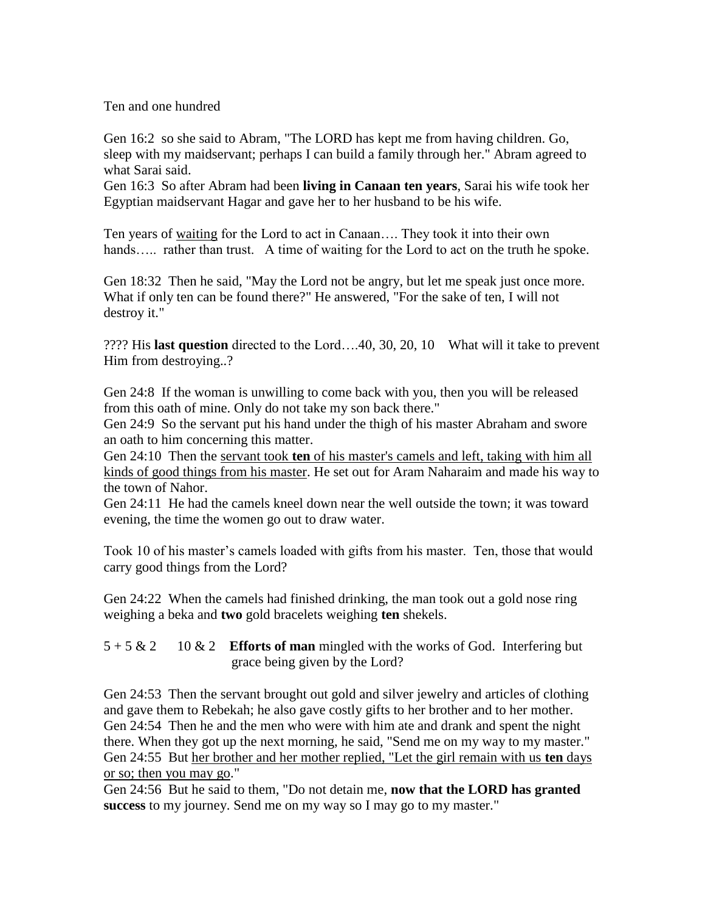Ten and one hundred

Gen 16:2 so she said to Abram, "The LORD has kept me from having children. Go, sleep with my maidservant; perhaps I can build a family through her." Abram agreed to what Sarai said.
Gen 16:3 So after Abram had been **living in Canaan ten years**, Sarai his wife took her Egyptian maidservant Hagar and gave her to her husband to be his wife.

Ten years of <u>waiting</u> for the Lord to act in Canaan…. They took it into their own hands….. rather than trust. A time of waiting for the Lord to act on the truth he spoke.

Gen 18:32 Then he said, "May the Lord not be angry, but let me speak just once more. What if only ten can be found there?" He answered, "For the sake of ten, I will not destroy it."

???? His **last question** directed to the Lord….40, 30, 20, 10 What will it take to prevent Him from destroying..?

Gen 24:8 If the woman is unwilling to come back with you, then you will be released from this oath of mine. Only do not take my son back there."
Gen 24:9 So the servant put his hand under the thigh of his master Abraham and swore an oath to him concerning this matter.
Gen 24:10 Then the <u>servant took **ten** of his master's camels and left, taking with him all kinds of good things from his master</u>. He set out for Aram Naharaim and made his way to the town of Nahor.
Gen 24:11 He had the camels kneel down near the well outside the town; it was toward evening, the time the women go out to draw water.

Took 10 of his master's camels loaded with gifts from his master. Ten, those that would carry good things from the Lord?

Gen 24:22 When the camels had finished drinking, the man took out a gold nose ring weighing a beka and **two** gold bracelets weighing **ten** shekels.

5 + 5 & 2 10 & 2 **Efforts of man** mingled with the works of God. Interfering but grace being given by the Lord?

Gen 24:53 Then the servant brought out gold and silver jewelry and articles of clothing and gave them to Rebekah; he also gave costly gifts to her brother and to her mother.
Gen 24:54 Then he and the men who were with him ate and drank and spent the night there. When they got up the next morning, he said, "Send me on my way to my master."
Gen 24:55 But <u>her brother and her mother replied, "Let the girl remain with us **ten** days or so; then you may go</u>."
Gen 24:56 But he said to them, "Do not detain me, **now that the LORD has granted success** to my journey. Send me on my way so I may go to my master."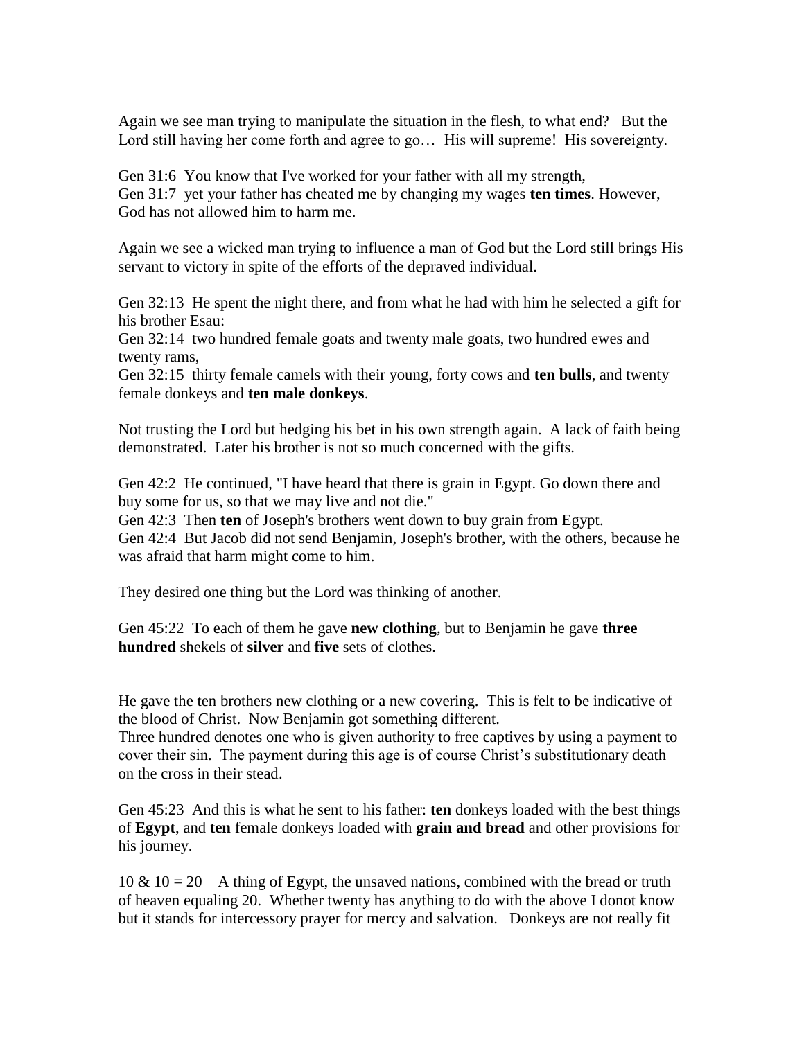Again we see man trying to manipulate the situation in the flesh, to what end? But the Lord still having her come forth and agree to go… His will supreme! His sovereignty.

Gen 31:6 You know that I've worked for your father with all my strength,
Gen 31:7 yet your father has cheated me by changing my wages **ten times**. However, God has not allowed him to harm me.

Again we see a wicked man trying to influence a man of God but the Lord still brings His servant to victory in spite of the efforts of the depraved individual.

Gen 32:13 He spent the night there, and from what he had with him he selected a gift for his brother Esau:
Gen 32:14 two hundred female goats and twenty male goats, two hundred ewes and twenty rams,
Gen 32:15 thirty female camels with their young, forty cows and **ten bulls**, and twenty female donkeys and **ten male donkeys**.

Not trusting the Lord but hedging his bet in his own strength again. A lack of faith being demonstrated. Later his brother is not so much concerned with the gifts.

Gen 42:2 He continued, "I have heard that there is grain in Egypt. Go down there and buy some for us, so that we may live and not die."
Gen 42:3 Then **ten** of Joseph's brothers went down to buy grain from Egypt.
Gen 42:4 But Jacob did not send Benjamin, Joseph's brother, with the others, because he was afraid that harm might come to him.

They desired one thing but the Lord was thinking of another.

Gen 45:22 To each of them he gave **new clothing**, but to Benjamin he gave **three hundred** shekels of **silver** and **five** sets of clothes.

He gave the ten brothers new clothing or a new covering. This is felt to be indicative of the blood of Christ. Now Benjamin got something different.
Three hundred denotes one who is given authority to free captives by using a payment to cover their sin. The payment during this age is of course Christ's substitutionary death on the cross in their stead.

Gen 45:23 And this is what he sent to his father: **ten** donkeys loaded with the best things of **Egypt**, and **ten** female donkeys loaded with **grain and bread** and other provisions for his journey.

10 & 10 = 20 A thing of Egypt, the unsaved nations, combined with the bread or truth of heaven equaling 20. Whether twenty has anything to do with the above I donot know but it stands for intercessory prayer for mercy and salvation. Donkeys are not really fit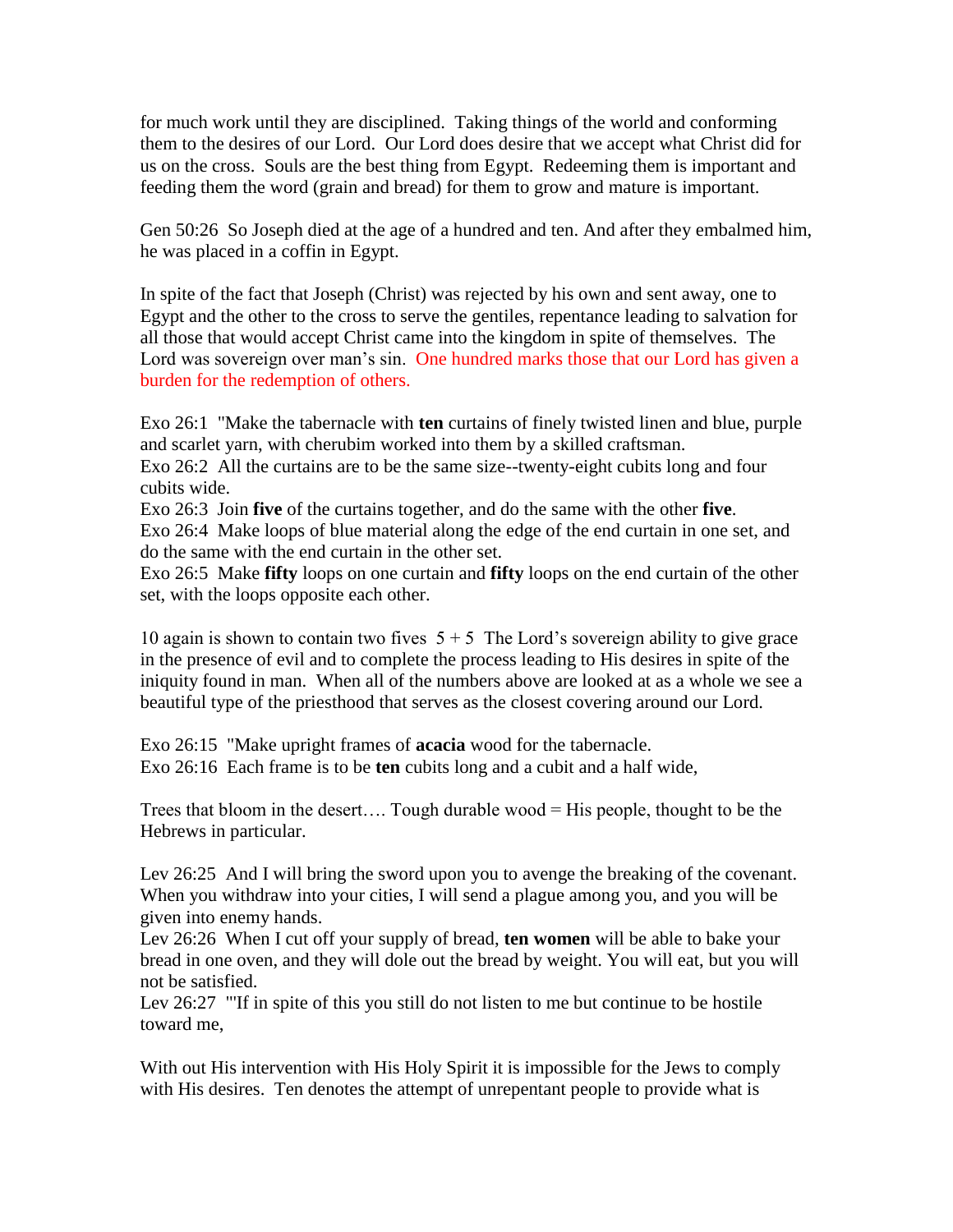for much work until they are disciplined.  Taking things of the world and conforming them to the desires of our Lord.  Our Lord does desire that we accept what Christ did for us on the cross.  Souls are the best thing from Egypt.  Redeeming them is important and feeding them the word (grain and bread) for them to grow and mature is important.

Gen 50:26  So Joseph died at the age of a hundred and ten. And after they embalmed him, he was placed in a coffin in Egypt.

In spite of the fact that Joseph (Christ) was rejected by his own and sent away, one to Egypt and the other to the cross to serve the gentiles, repentance leading to salvation for all those that would accept Christ came into the kingdom in spite of themselves.  The Lord was sovereign over man's sin.  One hundred marks those that our Lord has given a burden for the redemption of others.

Exo 26:1  "Make the tabernacle with **ten** curtains of finely twisted linen and blue, purple and scarlet yarn, with cherubim worked into them by a skilled craftsman.
Exo 26:2  All the curtains are to be the same size--twenty-eight cubits long and four cubits wide.
Exo 26:3  Join **five** of the curtains together, and do the same with the other **five**.
Exo 26:4  Make loops of blue material along the edge of the end curtain in one set, and do the same with the end curtain in the other set.
Exo 26:5  Make **fifty** loops on one curtain and **fifty** loops on the end curtain of the other set, with the loops opposite each other.

10 again is shown to contain two fives  5 + 5  The Lord's sovereign ability to give grace in the presence of evil and to complete the process leading to His desires in spite of the iniquity found in man.  When all of the numbers above are looked at as a whole we see a beautiful type of the priesthood that serves as the closest covering around our Lord.

Exo 26:15  "Make upright frames of **acacia** wood for the tabernacle.
Exo 26:16  Each frame is to be **ten** cubits long and a cubit and a half wide,

Trees that bloom in the desert…. Tough durable wood = His people, thought to be the Hebrews in particular.

Lev 26:25  And I will bring the sword upon you to avenge the breaking of the covenant. When you withdraw into your cities, I will send a plague among you, and you will be given into enemy hands.
Lev 26:26  When I cut off your supply of bread, **ten women** will be able to bake your bread in one oven, and they will dole out the bread by weight. You will eat, but you will not be satisfied.
Lev 26:27  "'If in spite of this you still do not listen to me but continue to be hostile toward me,

With out His intervention with His Holy Spirit it is impossible for the Jews to comply with His desires.  Ten denotes the attempt of unrepentant people to provide what is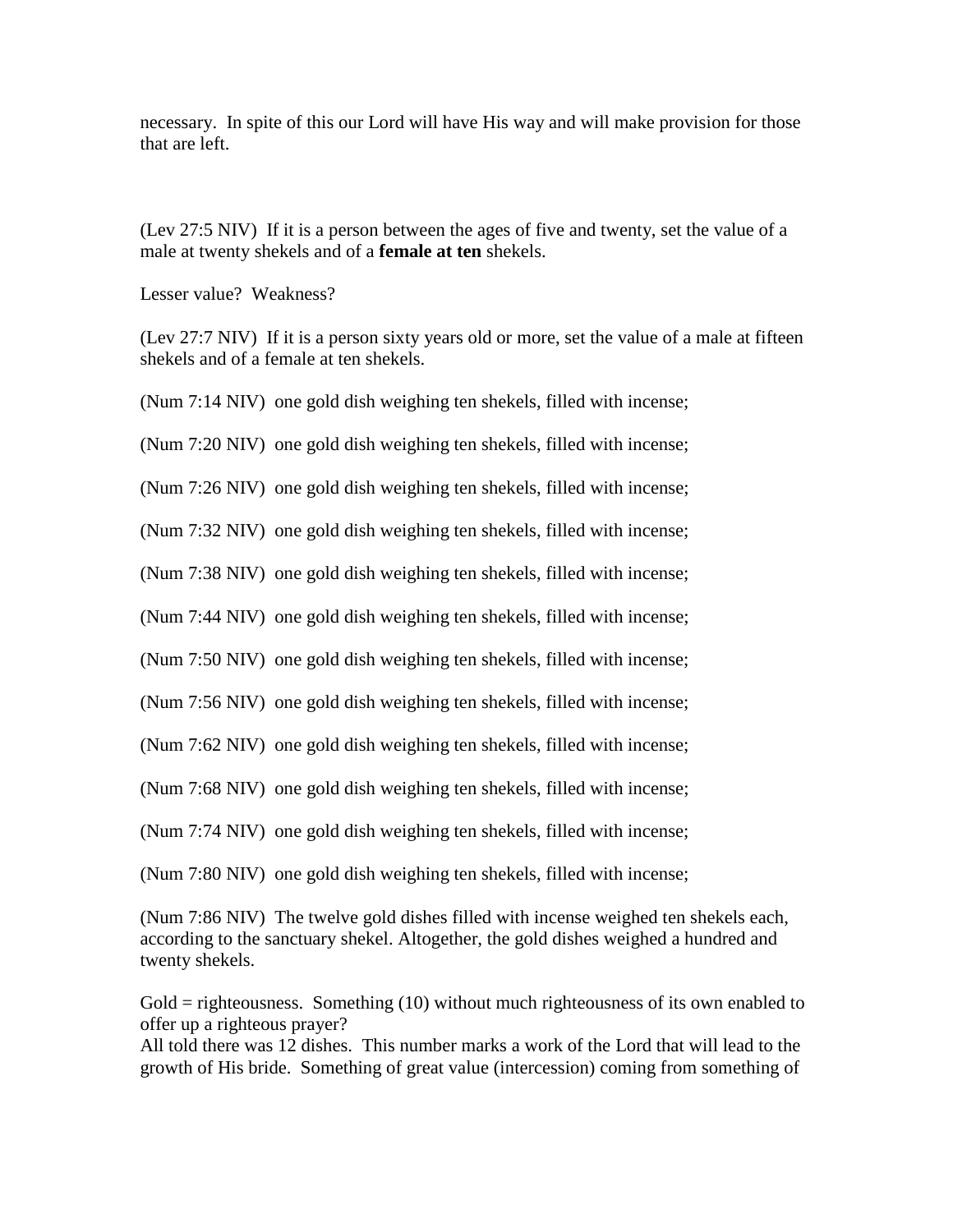necessary. In spite of this our Lord will have His way and will make provision for those that are left.

(Lev 27:5 NIV) If it is a person between the ages of five and twenty, set the value of a male at twenty shekels and of a **female at ten** shekels.

Lesser value? Weakness?

(Lev 27:7 NIV) If it is a person sixty years old or more, set the value of a male at fifteen shekels and of a female at ten shekels.

(Num 7:14 NIV) one gold dish weighing ten shekels, filled with incense;

(Num 7:20 NIV) one gold dish weighing ten shekels, filled with incense;

(Num 7:26 NIV) one gold dish weighing ten shekels, filled with incense;

(Num 7:32 NIV) one gold dish weighing ten shekels, filled with incense;

(Num 7:38 NIV) one gold dish weighing ten shekels, filled with incense;

(Num 7:44 NIV) one gold dish weighing ten shekels, filled with incense;

(Num 7:50 NIV) one gold dish weighing ten shekels, filled with incense;

(Num 7:56 NIV) one gold dish weighing ten shekels, filled with incense;

(Num 7:62 NIV) one gold dish weighing ten shekels, filled with incense;

(Num 7:68 NIV) one gold dish weighing ten shekels, filled with incense;

(Num 7:74 NIV) one gold dish weighing ten shekels, filled with incense;

(Num 7:80 NIV) one gold dish weighing ten shekels, filled with incense;

(Num 7:86 NIV) The twelve gold dishes filled with incense weighed ten shekels each, according to the sanctuary shekel. Altogether, the gold dishes weighed a hundred and twenty shekels.

Gold = righteousness. Something (10) without much righteousness of its own enabled to offer up a righteous prayer?
All told there was 12 dishes. This number marks a work of the Lord that will lead to the growth of His bride. Something of great value (intercession) coming from something of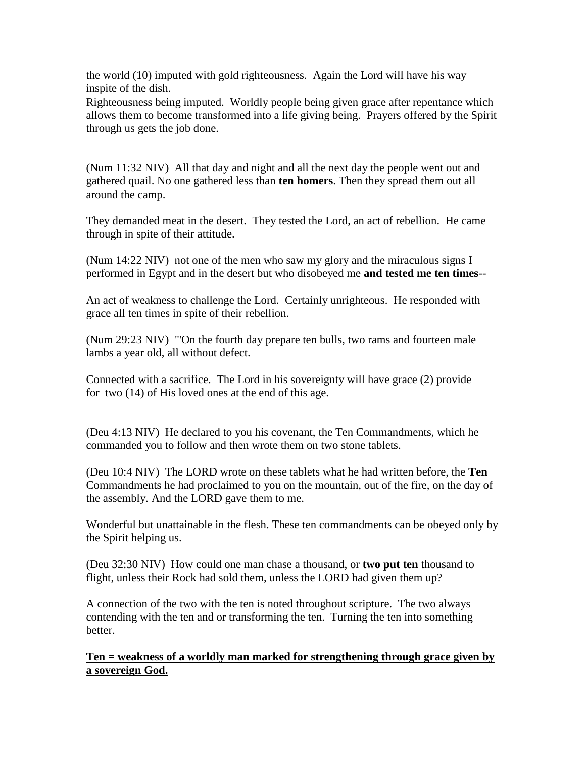the world (10) imputed with gold righteousness. Again the Lord will have his way inspite of the dish.
Righteousness being imputed. Worldly people being given grace after repentance which allows them to become transformed into a life giving being. Prayers offered by the Spirit through us gets the job done.

(Num 11:32 NIV) All that day and night and all the next day the people went out and gathered quail. No one gathered less than **ten homers**. Then they spread them out all around the camp.

They demanded meat in the desert. They tested the Lord, an act of rebellion. He came through in spite of their attitude.

(Num 14:22 NIV) not one of the men who saw my glory and the miraculous signs I performed in Egypt and in the desert but who disobeyed me **and tested me ten times**--

An act of weakness to challenge the Lord. Certainly unrighteous. He responded with grace all ten times in spite of their rebellion.

(Num 29:23 NIV) "'On the fourth day prepare ten bulls, two rams and fourteen male lambs a year old, all without defect.

Connected with a sacrifice. The Lord in his sovereignty will have grace (2) provide for two (14) of His loved ones at the end of this age.

(Deu 4:13 NIV) He declared to you his covenant, the Ten Commandments, which he commanded you to follow and then wrote them on two stone tablets.

(Deu 10:4 NIV) The LORD wrote on these tablets what he had written before, the **Ten** Commandments he had proclaimed to you on the mountain, out of the fire, on the day of the assembly. And the LORD gave them to me.

Wonderful but unattainable in the flesh. These ten commandments can be obeyed only by the Spirit helping us.

(Deu 32:30 NIV) How could one man chase a thousand, or **two put ten** thousand to flight, unless their Rock had sold them, unless the LORD had given them up?

A connection of the two with the ten is noted throughout scripture. The two always contending with the ten and or transforming the ten. Turning the ten into something better.

<u>**Ten = weakness of a worldly man marked for strengthening through grace given by a sovereign God.**</u>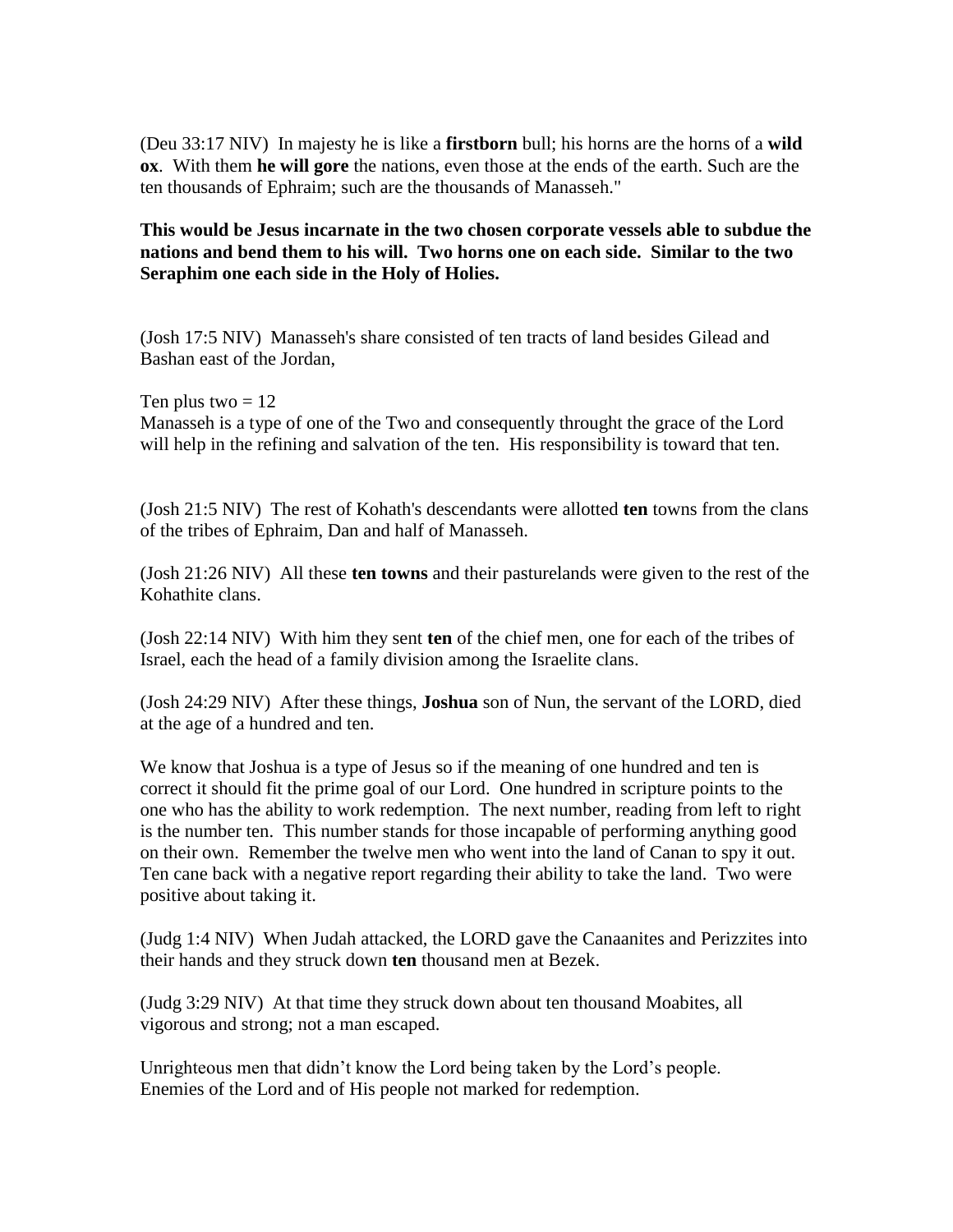(Deu 33:17 NIV) In majesty he is like a **firstborn** bull; his horns are the horns of a **wild ox**. With them **he will gore** the nations, even those at the ends of the earth. Such are the ten thousands of Ephraim; such are the thousands of Manasseh."

**This would be Jesus incarnate in the two chosen corporate vessels able to subdue the nations and bend them to his will. Two horns one on each side. Similar to the two Seraphim one each side in the Holy of Holies.**

(Josh 17:5 NIV) Manasseh's share consisted of ten tracts of land besides Gilead and Bashan east of the Jordan,

Ten plus two = 12
Manasseh is a type of one of the Two and consequently throught the grace of the Lord will help in the refining and salvation of the ten. His responsibility is toward that ten.

(Josh 21:5 NIV) The rest of Kohath's descendants were allotted **ten** towns from the clans of the tribes of Ephraim, Dan and half of Manasseh.

(Josh 21:26 NIV) All these **ten towns** and their pasturelands were given to the rest of the Kohathite clans.

(Josh 22:14 NIV) With him they sent **ten** of the chief men, one for each of the tribes of Israel, each the head of a family division among the Israelite clans.

(Josh 24:29 NIV) After these things, **Joshua** son of Nun, the servant of the LORD, died at the age of a hundred and ten.

We know that Joshua is a type of Jesus so if the meaning of one hundred and ten is correct it should fit the prime goal of our Lord. One hundred in scripture points to the one who has the ability to work redemption. The next number, reading from left to right is the number ten. This number stands for those incapable of performing anything good on their own. Remember the twelve men who went into the land of Canan to spy it out. Ten cane back with a negative report regarding their ability to take the land. Two were positive about taking it.

(Judg 1:4 NIV) When Judah attacked, the LORD gave the Canaanites and Perizzites into their hands and they struck down **ten** thousand men at Bezek.

(Judg 3:29 NIV) At that time they struck down about ten thousand Moabites, all vigorous and strong; not a man escaped.

Unrighteous men that didn't know the Lord being taken by the Lord's people.
Enemies of the Lord and of His people not marked for redemption.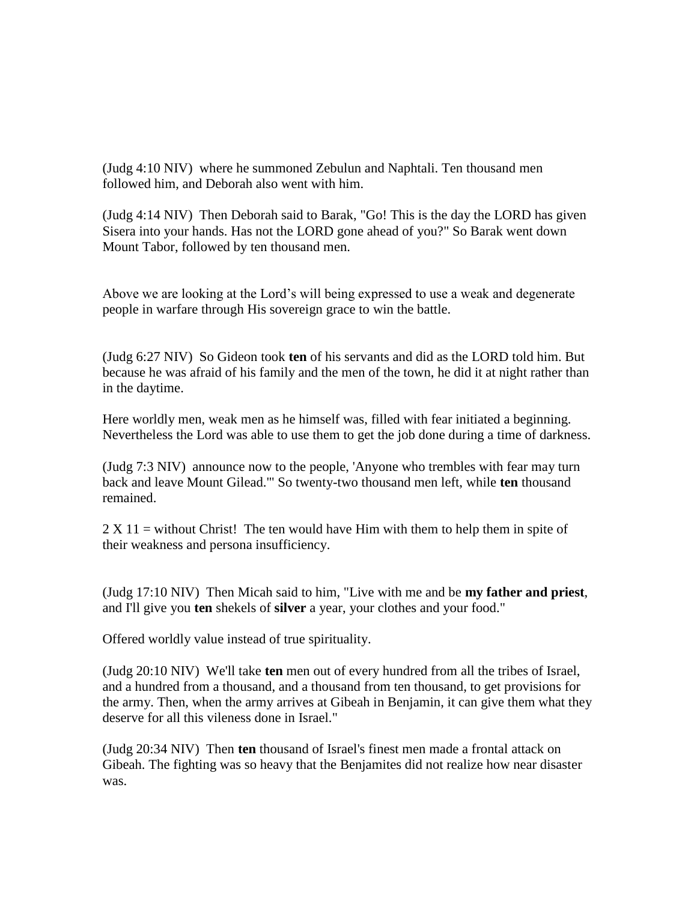(Judg 4:10 NIV) where he summoned Zebulun and Naphtali. Ten thousand men followed him, and Deborah also went with him.

(Judg 4:14 NIV) Then Deborah said to Barak, "Go! This is the day the LORD has given Sisera into your hands. Has not the LORD gone ahead of you?" So Barak went down Mount Tabor, followed by ten thousand men.

Above we are looking at the Lord's will being expressed to use a weak and degenerate people in warfare through His sovereign grace to win the battle.

(Judg 6:27 NIV) So Gideon took **ten** of his servants and did as the LORD told him. But because he was afraid of his family and the men of the town, he did it at night rather than in the daytime.

Here worldly men, weak men as he himself was, filled with fear initiated a beginning. Nevertheless the Lord was able to use them to get the job done during a time of darkness.

(Judg 7:3 NIV) announce now to the people, 'Anyone who trembles with fear may turn back and leave Mount Gilead.'" So twenty-two thousand men left, while **ten** thousand remained.

2 X 11 = without Christ! The ten would have Him with them to help them in spite of their weakness and persona insufficiency.

(Judg 17:10 NIV) Then Micah said to him, "Live with me and be **my father and priest**, and I'll give you **ten** shekels of **silver** a year, your clothes and your food."

Offered worldly value instead of true spirituality.

(Judg 20:10 NIV) We'll take **ten** men out of every hundred from all the tribes of Israel, and a hundred from a thousand, and a thousand from ten thousand, to get provisions for the army. Then, when the army arrives at Gibeah in Benjamin, it can give them what they deserve for all this vileness done in Israel."

(Judg 20:34 NIV) Then **ten** thousand of Israel's finest men made a frontal attack on Gibeah. The fighting was so heavy that the Benjamites did not realize how near disaster was.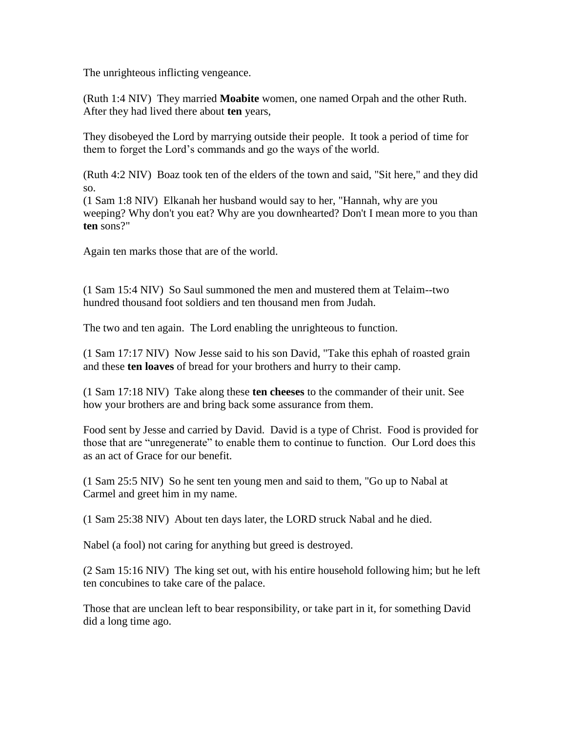The unrighteous inflicting vengeance.

(Ruth 1:4 NIV) They married **Moabite** women, one named Orpah and the other Ruth. After they had lived there about **ten** years,

They disobeyed the Lord by marrying outside their people. It took a period of time for them to forget the Lord's commands and go the ways of the world.

(Ruth 4:2 NIV) Boaz took ten of the elders of the town and said, "Sit here," and they did so.
(1 Sam 1:8 NIV) Elkanah her husband would say to her, "Hannah, why are you weeping? Why don't you eat? Why are you downhearted? Don't I mean more to you than **ten** sons?"

Again ten marks those that are of the world.

(1 Sam 15:4 NIV) So Saul summoned the men and mustered them at Telaim--two hundred thousand foot soldiers and ten thousand men from Judah.

The two and ten again. The Lord enabling the unrighteous to function.

(1 Sam 17:17 NIV) Now Jesse said to his son David, "Take this ephah of roasted grain and these **ten loaves** of bread for your brothers and hurry to their camp.

(1 Sam 17:18 NIV) Take along these **ten cheeses** to the commander of their unit. See how your brothers are and bring back some assurance from them.

Food sent by Jesse and carried by David. David is a type of Christ. Food is provided for those that are "unregenerate" to enable them to continue to function. Our Lord does this as an act of Grace for our benefit.

(1 Sam 25:5 NIV) So he sent ten young men and said to them, "Go up to Nabal at Carmel and greet him in my name.

(1 Sam 25:38 NIV) About ten days later, the LORD struck Nabal and he died.

Nabel (a fool) not caring for anything but greed is destroyed.

(2 Sam 15:16 NIV) The king set out, with his entire household following him; but he left ten concubines to take care of the palace.

Those that are unclean left to bear responsibility, or take part in it, for something David did a long time ago.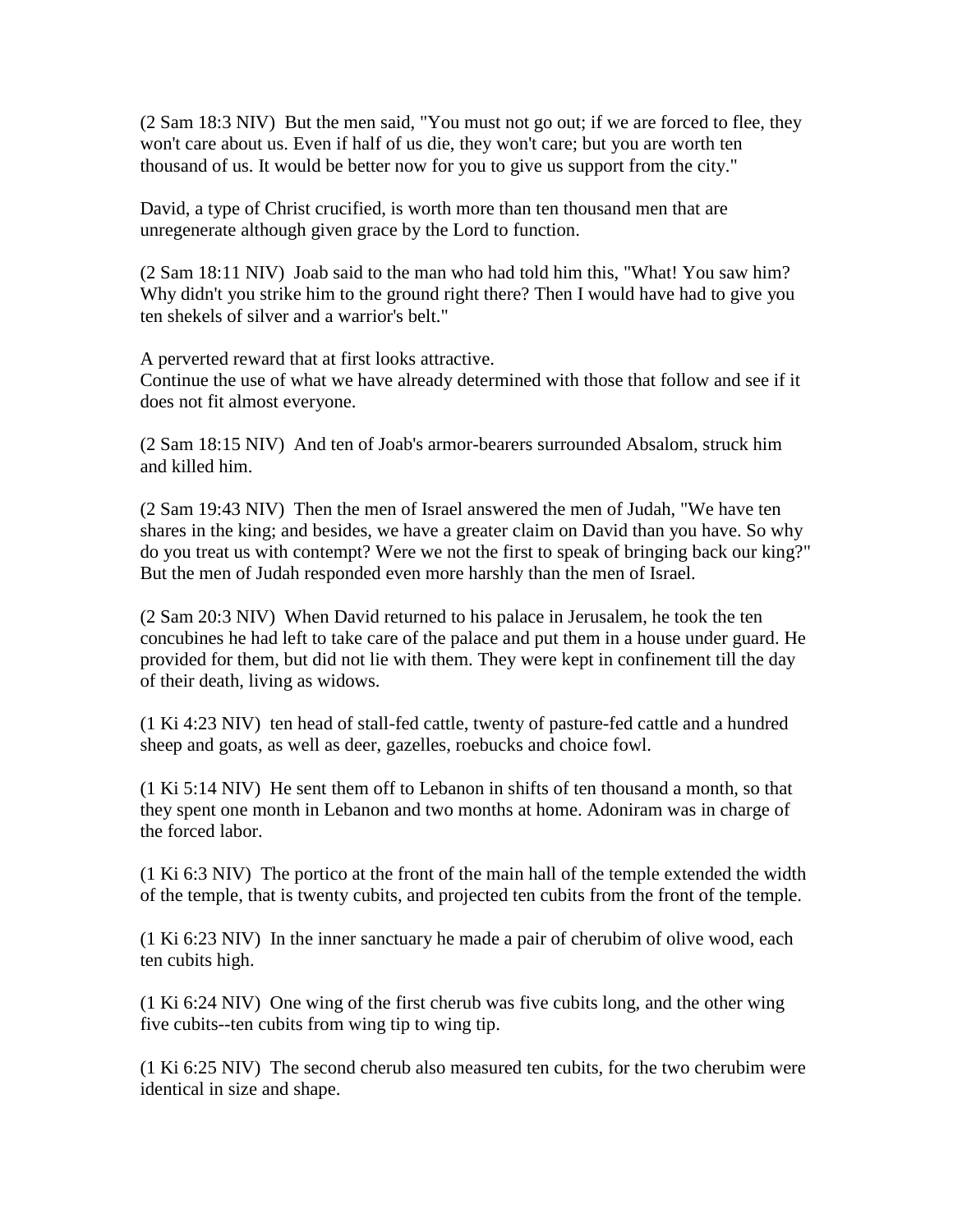(2 Sam 18:3 NIV)  But the men said, "You must not go out; if we are forced to flee, they won't care about us. Even if half of us die, they won't care; but you are worth ten thousand of us. It would be better now for you to give us support from the city."

David, a type of Christ crucified, is worth more than ten thousand men that are unregenerate although given grace by the Lord to function.

(2 Sam 18:11 NIV)  Joab said to the man who had told him this, "What! You saw him? Why didn't you strike him to the ground right there? Then I would have had to give you ten shekels of silver and a warrior's belt."

A perverted reward that at first looks attractive.
Continue the use of what we have already determined with those that follow and see if it does not fit almost everyone.

(2 Sam 18:15 NIV)  And ten of Joab's armor-bearers surrounded Absalom, struck him and killed him.

(2 Sam 19:43 NIV)  Then the men of Israel answered the men of Judah, "We have ten shares in the king; and besides, we have a greater claim on David than you have. So why do you treat us with contempt? Were we not the first to speak of bringing back our king?" But the men of Judah responded even more harshly than the men of Israel.

(2 Sam 20:3 NIV)  When David returned to his palace in Jerusalem, he took the ten concubines he had left to take care of the palace and put them in a house under guard. He provided for them, but did not lie with them. They were kept in confinement till the day of their death, living as widows.

(1 Ki 4:23 NIV)  ten head of stall-fed cattle, twenty of pasture-fed cattle and a hundred sheep and goats, as well as deer, gazelles, roebucks and choice fowl.

(1 Ki 5:14 NIV)  He sent them off to Lebanon in shifts of ten thousand a month, so that they spent one month in Lebanon and two months at home. Adoniram was in charge of the forced labor.

(1 Ki 6:3 NIV)  The portico at the front of the main hall of the temple extended the width of the temple, that is twenty cubits, and projected ten cubits from the front of the temple.

(1 Ki 6:23 NIV)  In the inner sanctuary he made a pair of cherubim of olive wood, each ten cubits high.

(1 Ki 6:24 NIV)  One wing of the first cherub was five cubits long, and the other wing five cubits--ten cubits from wing tip to wing tip.

(1 Ki 6:25 NIV)  The second cherub also measured ten cubits, for the two cherubim were identical in size and shape.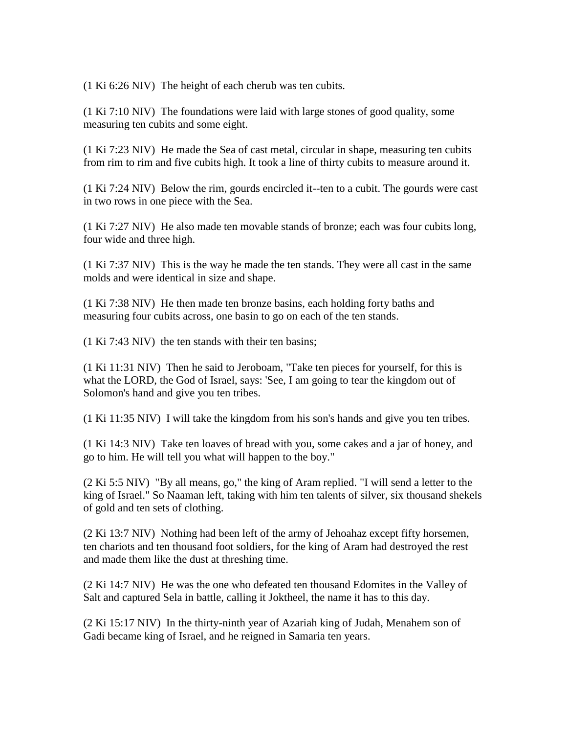(1 Ki 6:26 NIV)  The height of each cherub was ten cubits.

(1 Ki 7:10 NIV)  The foundations were laid with large stones of good quality, some measuring ten cubits and some eight.

(1 Ki 7:23 NIV)  He made the Sea of cast metal, circular in shape, measuring ten cubits from rim to rim and five cubits high. It took a line of thirty cubits to measure around it.

(1 Ki 7:24 NIV)  Below the rim, gourds encircled it--ten to a cubit. The gourds were cast in two rows in one piece with the Sea.

(1 Ki 7:27 NIV)  He also made ten movable stands of bronze; each was four cubits long, four wide and three high.

(1 Ki 7:37 NIV)  This is the way he made the ten stands. They were all cast in the same molds and were identical in size and shape.

(1 Ki 7:38 NIV)  He then made ten bronze basins, each holding forty baths and measuring four cubits across, one basin to go on each of the ten stands.

(1 Ki 7:43 NIV)  the ten stands with their ten basins;

(1 Ki 11:31 NIV)  Then he said to Jeroboam, "Take ten pieces for yourself, for this is what the LORD, the God of Israel, says: 'See, I am going to tear the kingdom out of Solomon's hand and give you ten tribes.

(1 Ki 11:35 NIV)  I will take the kingdom from his son's hands and give you ten tribes.

(1 Ki 14:3 NIV)  Take ten loaves of bread with you, some cakes and a jar of honey, and go to him. He will tell you what will happen to the boy."

(2 Ki 5:5 NIV)  "By all means, go," the king of Aram replied. "I will send a letter to the king of Israel." So Naaman left, taking with him ten talents of silver, six thousand shekels of gold and ten sets of clothing.

(2 Ki 13:7 NIV)  Nothing had been left of the army of Jehoahaz except fifty horsemen, ten chariots and ten thousand foot soldiers, for the king of Aram had destroyed the rest and made them like the dust at threshing time.

(2 Ki 14:7 NIV)  He was the one who defeated ten thousand Edomites in the Valley of Salt and captured Sela in battle, calling it Joktheel, the name it has to this day.

(2 Ki 15:17 NIV)  In the thirty-ninth year of Azariah king of Judah, Menahem son of Gadi became king of Israel, and he reigned in Samaria ten years.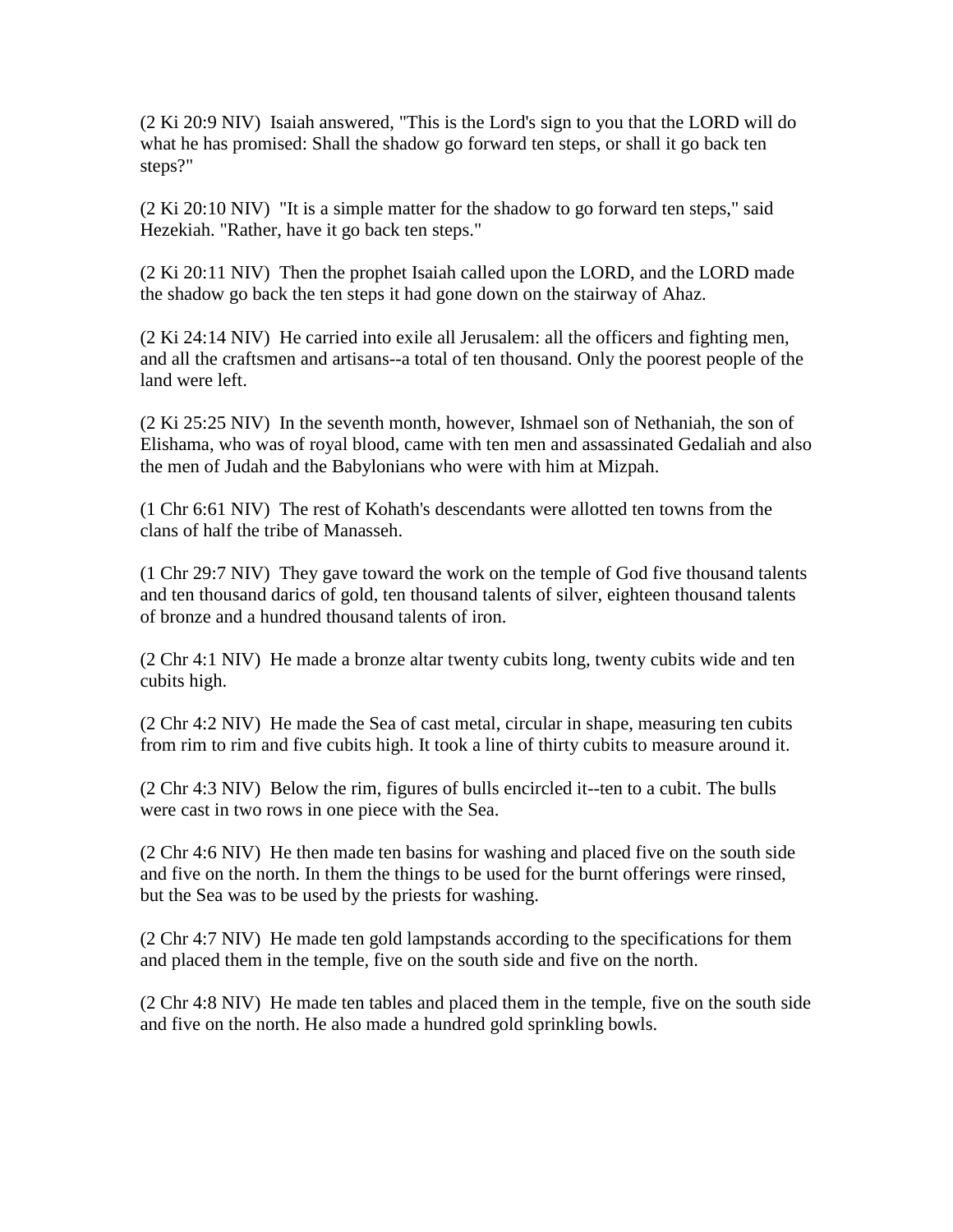(2 Ki 20:9 NIV)  Isaiah answered, "This is the Lord's sign to you that the LORD will do what he has promised: Shall the shadow go forward ten steps, or shall it go back ten steps?"

(2 Ki 20:10 NIV)  "It is a simple matter for the shadow to go forward ten steps," said Hezekiah. "Rather, have it go back ten steps."

(2 Ki 20:11 NIV)  Then the prophet Isaiah called upon the LORD, and the LORD made the shadow go back the ten steps it had gone down on the stairway of Ahaz.

(2 Ki 24:14 NIV)  He carried into exile all Jerusalem: all the officers and fighting men, and all the craftsmen and artisans--a total of ten thousand. Only the poorest people of the land were left.

(2 Ki 25:25 NIV)  In the seventh month, however, Ishmael son of Nethaniah, the son of Elishama, who was of royal blood, came with ten men and assassinated Gedaliah and also the men of Judah and the Babylonians who were with him at Mizpah.

(1 Chr 6:61 NIV)  The rest of Kohath's descendants were allotted ten towns from the clans of half the tribe of Manasseh.

(1 Chr 29:7 NIV)  They gave toward the work on the temple of God five thousand talents and ten thousand darics of gold, ten thousand talents of silver, eighteen thousand talents of bronze and a hundred thousand talents of iron.

(2 Chr 4:1 NIV)  He made a bronze altar twenty cubits long, twenty cubits wide and ten cubits high.

(2 Chr 4:2 NIV)  He made the Sea of cast metal, circular in shape, measuring ten cubits from rim to rim and five cubits high. It took a line of thirty cubits to measure around it.

(2 Chr 4:3 NIV)  Below the rim, figures of bulls encircled it--ten to a cubit. The bulls were cast in two rows in one piece with the Sea.

(2 Chr 4:6 NIV)  He then made ten basins for washing and placed five on the south side and five on the north. In them the things to be used for the burnt offerings were rinsed, but the Sea was to be used by the priests for washing.

(2 Chr 4:7 NIV)  He made ten gold lampstands according to the specifications for them and placed them in the temple, five on the south side and five on the north.

(2 Chr 4:8 NIV)  He made ten tables and placed them in the temple, five on the south side and five on the north. He also made a hundred gold sprinkling bowls.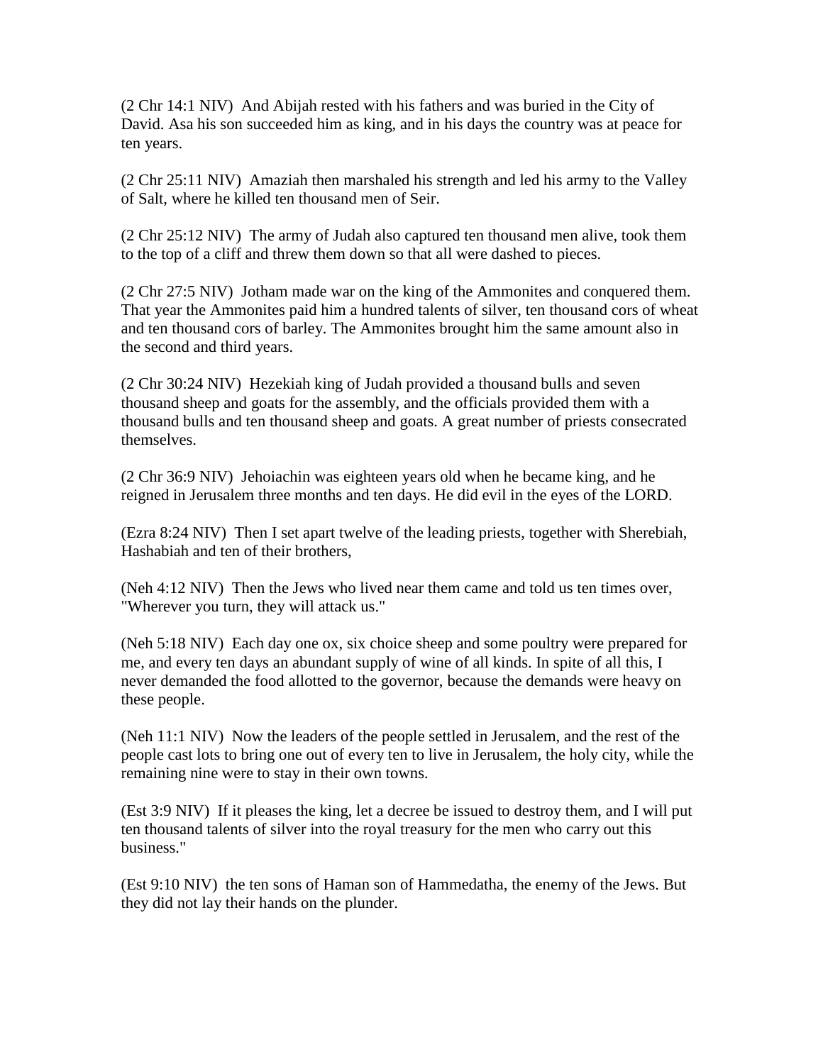(2 Chr 14:1 NIV)  And Abijah rested with his fathers and was buried in the City of David. Asa his son succeeded him as king, and in his days the country was at peace for ten years.

(2 Chr 25:11 NIV)  Amaziah then marshaled his strength and led his army to the Valley of Salt, where he killed ten thousand men of Seir.

(2 Chr 25:12 NIV)  The army of Judah also captured ten thousand men alive, took them to the top of a cliff and threw them down so that all were dashed to pieces.

(2 Chr 27:5 NIV)  Jotham made war on the king of the Ammonites and conquered them. That year the Ammonites paid him a hundred talents of silver, ten thousand cors of wheat and ten thousand cors of barley. The Ammonites brought him the same amount also in the second and third years.

(2 Chr 30:24 NIV)  Hezekiah king of Judah provided a thousand bulls and seven thousand sheep and goats for the assembly, and the officials provided them with a thousand bulls and ten thousand sheep and goats. A great number of priests consecrated themselves.

(2 Chr 36:9 NIV)  Jehoiachin was eighteen years old when he became king, and he reigned in Jerusalem three months and ten days. He did evil in the eyes of the LORD.

(Ezra 8:24 NIV)  Then I set apart twelve of the leading priests, together with Sherebiah, Hashabiah and ten of their brothers,

(Neh 4:12 NIV)  Then the Jews who lived near them came and told us ten times over, "Wherever you turn, they will attack us."

(Neh 5:18 NIV)  Each day one ox, six choice sheep and some poultry were prepared for me, and every ten days an abundant supply of wine of all kinds. In spite of all this, I never demanded the food allotted to the governor, because the demands were heavy on these people.

(Neh 11:1 NIV)  Now the leaders of the people settled in Jerusalem, and the rest of the people cast lots to bring one out of every ten to live in Jerusalem, the holy city, while the remaining nine were to stay in their own towns.

(Est 3:9 NIV)  If it pleases the king, let a decree be issued to destroy them, and I will put ten thousand talents of silver into the royal treasury for the men who carry out this business."

(Est 9:10 NIV)  the ten sons of Haman son of Hammedatha, the enemy of the Jews. But they did not lay their hands on the plunder.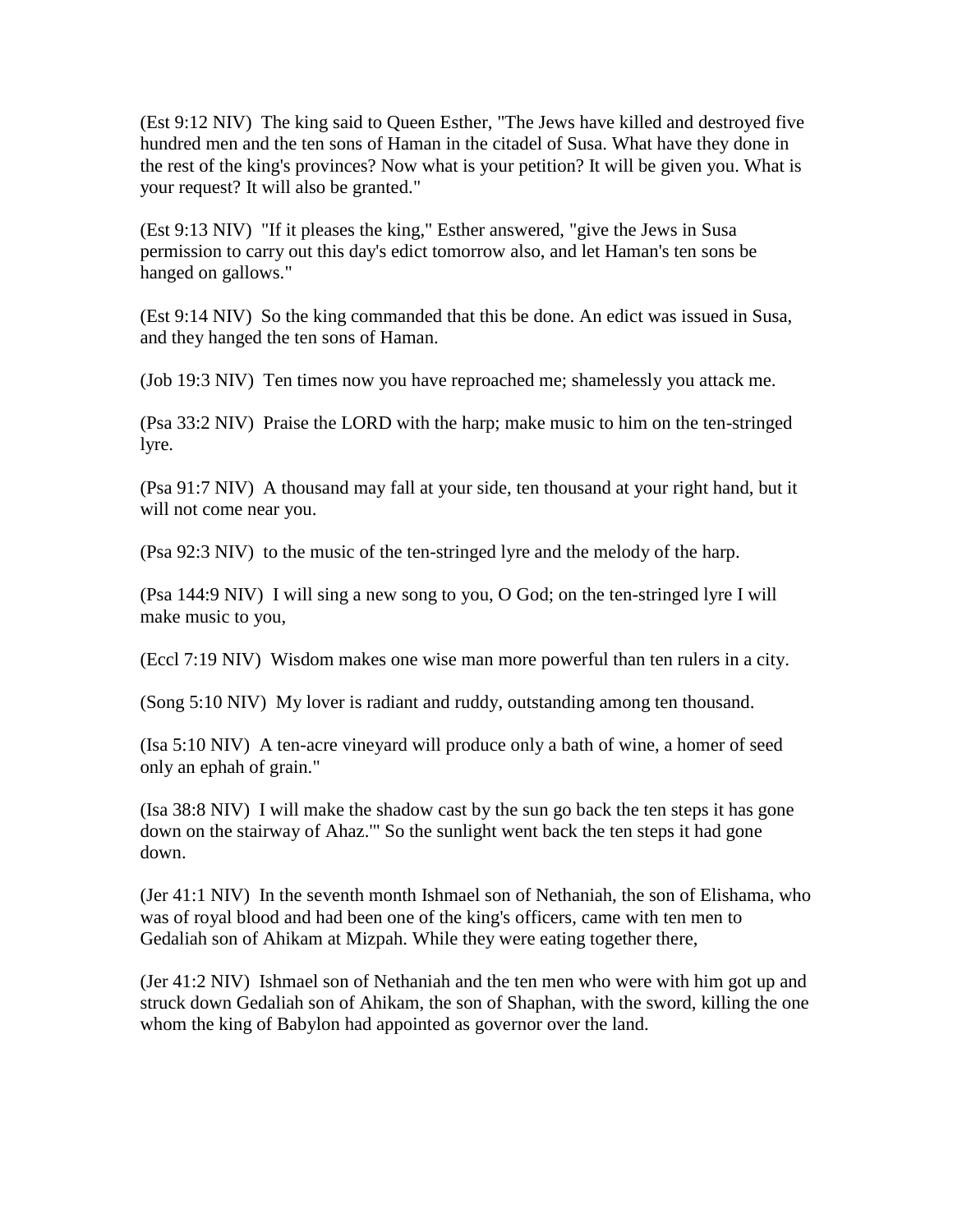(Est 9:12 NIV) The king said to Queen Esther, "The Jews have killed and destroyed five hundred men and the ten sons of Haman in the citadel of Susa. What have they done in the rest of the king's provinces? Now what is your petition? It will be given you. What is your request? It will also be granted."

(Est 9:13 NIV) "If it pleases the king," Esther answered, "give the Jews in Susa permission to carry out this day's edict tomorrow also, and let Haman's ten sons be hanged on gallows."

(Est 9:14 NIV) So the king commanded that this be done. An edict was issued in Susa, and they hanged the ten sons of Haman.

(Job 19:3 NIV) Ten times now you have reproached me; shamelessly you attack me.

(Psa 33:2 NIV) Praise the LORD with the harp; make music to him on the ten-stringed lyre.

(Psa 91:7 NIV) A thousand may fall at your side, ten thousand at your right hand, but it will not come near you.

(Psa 92:3 NIV) to the music of the ten-stringed lyre and the melody of the harp.

(Psa 144:9 NIV) I will sing a new song to you, O God; on the ten-stringed lyre I will make music to you,

(Eccl 7:19 NIV) Wisdom makes one wise man more powerful than ten rulers in a city.

(Song 5:10 NIV) My lover is radiant and ruddy, outstanding among ten thousand.

(Isa 5:10 NIV) A ten-acre vineyard will produce only a bath of wine, a homer of seed only an ephah of grain."

(Isa 38:8 NIV) I will make the shadow cast by the sun go back the ten steps it has gone down on the stairway of Ahaz.'" So the sunlight went back the ten steps it had gone down.

(Jer 41:1 NIV) In the seventh month Ishmael son of Nethaniah, the son of Elishama, who was of royal blood and had been one of the king's officers, came with ten men to Gedaliah son of Ahikam at Mizpah. While they were eating together there,

(Jer 41:2 NIV) Ishmael son of Nethaniah and the ten men who were with him got up and struck down Gedaliah son of Ahikam, the son of Shaphan, with the sword, killing the one whom the king of Babylon had appointed as governor over the land.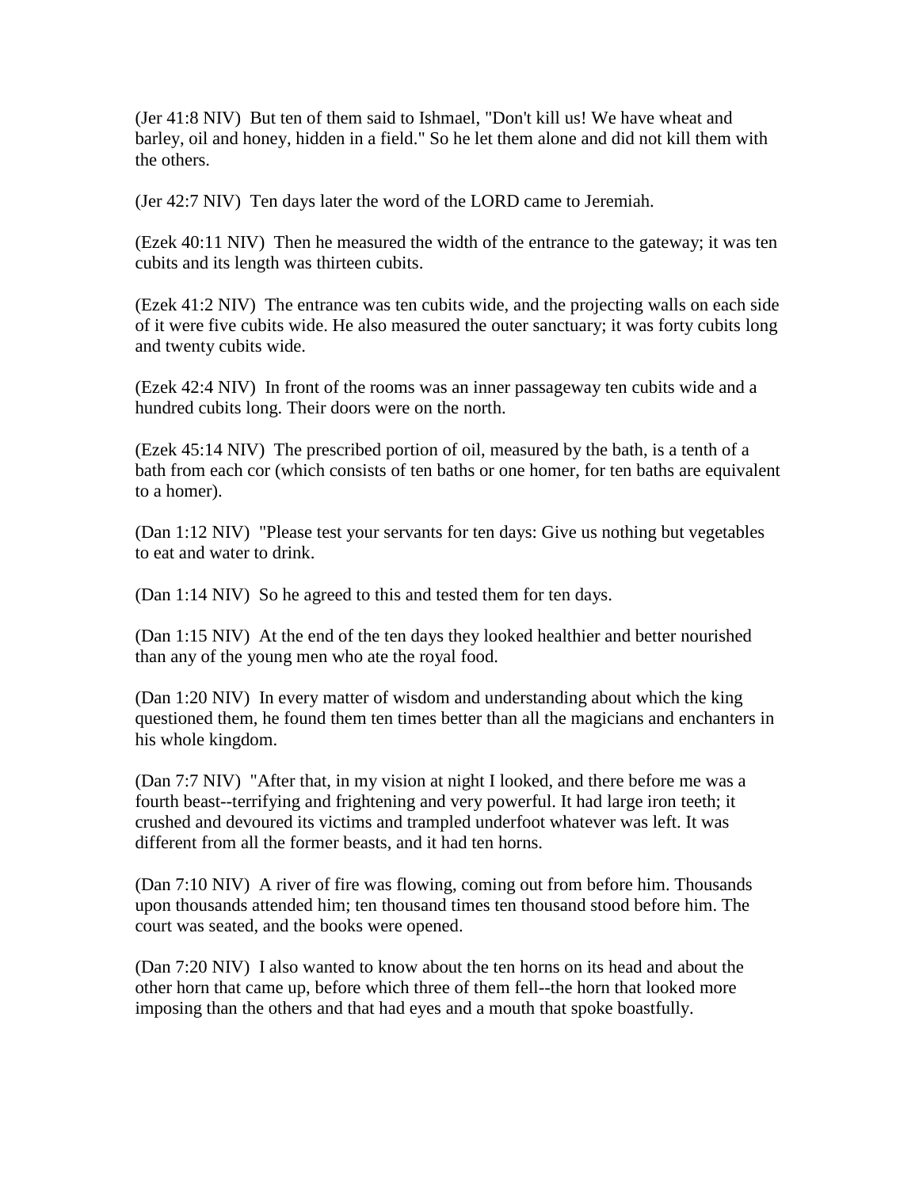(Jer 41:8 NIV)  But ten of them said to Ishmael, "Don't kill us! We have wheat and barley, oil and honey, hidden in a field." So he let them alone and did not kill them with the others.

(Jer 42:7 NIV)  Ten days later the word of the LORD came to Jeremiah.

(Ezek 40:11 NIV)  Then he measured the width of the entrance to the gateway; it was ten cubits and its length was thirteen cubits.

(Ezek 41:2 NIV)  The entrance was ten cubits wide, and the projecting walls on each side of it were five cubits wide. He also measured the outer sanctuary; it was forty cubits long and twenty cubits wide.

(Ezek 42:4 NIV)  In front of the rooms was an inner passageway ten cubits wide and a hundred cubits long. Their doors were on the north.

(Ezek 45:14 NIV)  The prescribed portion of oil, measured by the bath, is a tenth of a bath from each cor (which consists of ten baths or one homer, for ten baths are equivalent to a homer).

(Dan 1:12 NIV)  "Please test your servants for ten days: Give us nothing but vegetables to eat and water to drink.

(Dan 1:14 NIV)  So he agreed to this and tested them for ten days.

(Dan 1:15 NIV)  At the end of the ten days they looked healthier and better nourished than any of the young men who ate the royal food.

(Dan 1:20 NIV)  In every matter of wisdom and understanding about which the king questioned them, he found them ten times better than all the magicians and enchanters in his whole kingdom.

(Dan 7:7 NIV)  "After that, in my vision at night I looked, and there before me was a fourth beast--terrifying and frightening and very powerful. It had large iron teeth; it crushed and devoured its victims and trampled underfoot whatever was left. It was different from all the former beasts, and it had ten horns.

(Dan 7:10 NIV)  A river of fire was flowing, coming out from before him. Thousands upon thousands attended him; ten thousand times ten thousand stood before him. The court was seated, and the books were opened.

(Dan 7:20 NIV)  I also wanted to know about the ten horns on its head and about the other horn that came up, before which three of them fell--the horn that looked more imposing than the others and that had eyes and a mouth that spoke boastfully.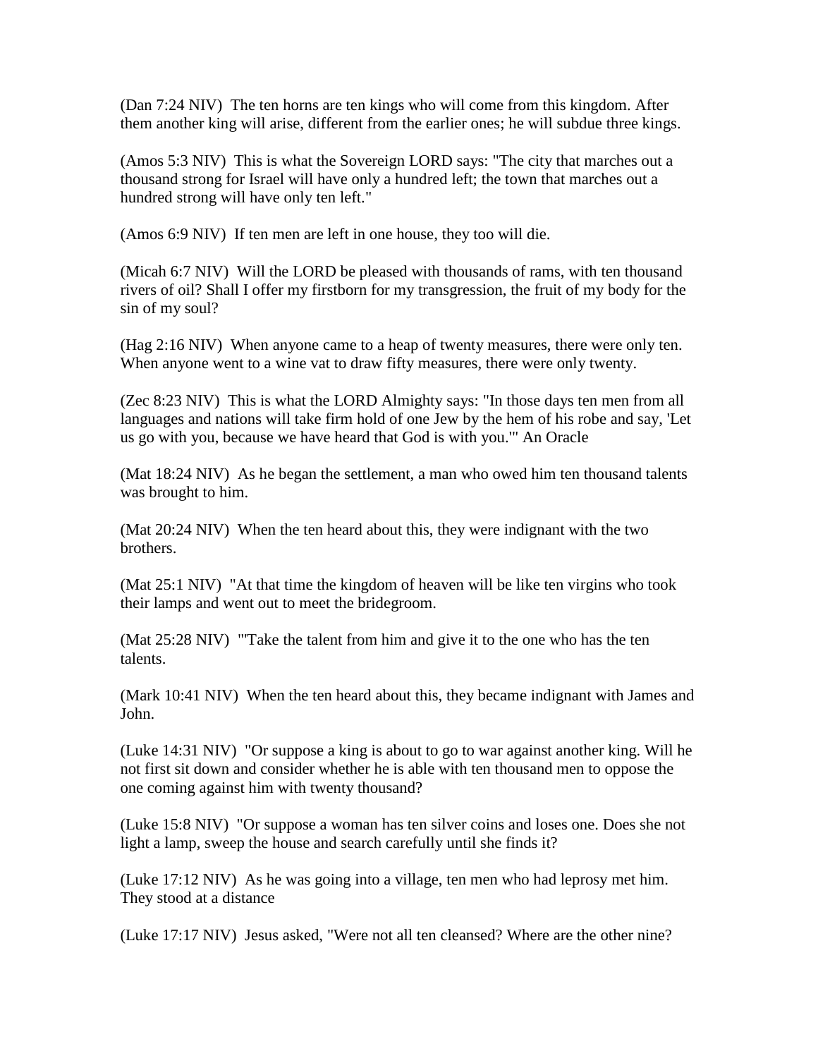(Dan 7:24 NIV)  The ten horns are ten kings who will come from this kingdom. After them another king will arise, different from the earlier ones; he will subdue three kings.

(Amos 5:3 NIV)  This is what the Sovereign LORD says: "The city that marches out a thousand strong for Israel will have only a hundred left; the town that marches out a hundred strong will have only ten left."

(Amos 6:9 NIV)  If ten men are left in one house, they too will die.

(Micah 6:7 NIV)  Will the LORD be pleased with thousands of rams, with ten thousand rivers of oil? Shall I offer my firstborn for my transgression, the fruit of my body for the sin of my soul?

(Hag 2:16 NIV)  When anyone came to a heap of twenty measures, there were only ten. When anyone went to a wine vat to draw fifty measures, there were only twenty.

(Zec 8:23 NIV)  This is what the LORD Almighty says: "In those days ten men from all languages and nations will take firm hold of one Jew by the hem of his robe and say, 'Let us go with you, because we have heard that God is with you.'" An Oracle

(Mat 18:24 NIV)  As he began the settlement, a man who owed him ten thousand talents was brought to him.

(Mat 20:24 NIV)  When the ten heard about this, they were indignant with the two brothers.

(Mat 25:1 NIV)  "At that time the kingdom of heaven will be like ten virgins who took their lamps and went out to meet the bridegroom.

(Mat 25:28 NIV)  "'Take the talent from him and give it to the one who has the ten talents.

(Mark 10:41 NIV)  When the ten heard about this, they became indignant with James and John.

(Luke 14:31 NIV)  "Or suppose a king is about to go to war against another king. Will he not first sit down and consider whether he is able with ten thousand men to oppose the one coming against him with twenty thousand?

(Luke 15:8 NIV)  "Or suppose a woman has ten silver coins and loses one. Does she not light a lamp, sweep the house and search carefully until she finds it?

(Luke 17:12 NIV)  As he was going into a village, ten men who had leprosy met him. They stood at a distance

(Luke 17:17 NIV)  Jesus asked, "Were not all ten cleansed? Where are the other nine?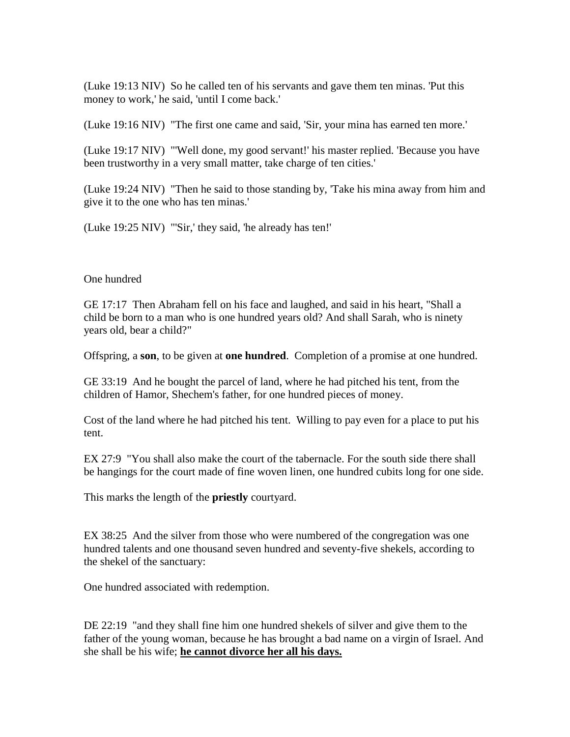(Luke 19:13 NIV) So he called ten of his servants and gave them ten minas. 'Put this money to work,' he said, 'until I come back.'

(Luke 19:16 NIV) "The first one came and said, 'Sir, your mina has earned ten more.'

(Luke 19:17 NIV) "'Well done, my good servant!' his master replied. 'Because you have been trustworthy in a very small matter, take charge of ten cities.'

(Luke 19:24 NIV) "Then he said to those standing by, 'Take his mina away from him and give it to the one who has ten minas.'

(Luke 19:25 NIV) "'Sir,' they said, 'he already has ten!'

One hundred

GE 17:17 Then Abraham fell on his face and laughed, and said in his heart, "Shall a child be born to a man who is one hundred years old? And shall Sarah, who is ninety years old, bear a child?"

Offspring, a **son**, to be given at **one hundred**. Completion of a promise at one hundred.

GE 33:19 And he bought the parcel of land, where he had pitched his tent, from the children of Hamor, Shechem's father, for one hundred pieces of money.

Cost of the land where he had pitched his tent. Willing to pay even for a place to put his tent.

EX 27:9 "You shall also make the court of the tabernacle. For the south side there shall be hangings for the court made of fine woven linen, one hundred cubits long for one side.

This marks the length of the **priestly** courtyard.

EX 38:25 And the silver from those who were numbered of the congregation was one hundred talents and one thousand seven hundred and seventy-five shekels, according to the shekel of the sanctuary:

One hundred associated with redemption.

DE 22:19 "and they shall fine him one hundred shekels of silver and give them to the father of the young woman, because he has brought a bad name on a virgin of Israel. And she shall be his wife; **<u>he cannot divorce her all his days.</u>**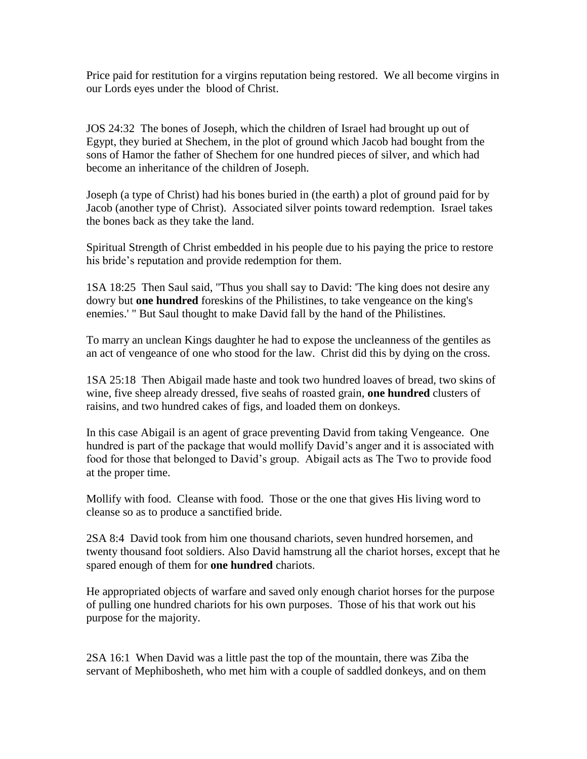Price paid for restitution for a virgins reputation being restored. We all become virgins in our Lords eyes under the blood of Christ.

JOS 24:32 The bones of Joseph, which the children of Israel had brought up out of Egypt, they buried at Shechem, in the plot of ground which Jacob had bought from the sons of Hamor the father of Shechem for one hundred pieces of silver, and which had become an inheritance of the children of Joseph.

Joseph (a type of Christ) had his bones buried in (the earth) a plot of ground paid for by Jacob (another type of Christ). Associated silver points toward redemption. Israel takes the bones back as they take the land.

Spiritual Strength of Christ embedded in his people due to his paying the price to restore his bride's reputation and provide redemption for them.

1SA 18:25 Then Saul said, "Thus you shall say to David: 'The king does not desire any dowry but **one hundred** foreskins of the Philistines, to take vengeance on the king's enemies.' " But Saul thought to make David fall by the hand of the Philistines.

To marry an unclean Kings daughter he had to expose the uncleanness of the gentiles as an act of vengeance of one who stood for the law. Christ did this by dying on the cross.

1SA 25:18 Then Abigail made haste and took two hundred loaves of bread, two skins of wine, five sheep already dressed, five seahs of roasted grain, **one hundred** clusters of raisins, and two hundred cakes of figs, and loaded them on donkeys.

In this case Abigail is an agent of grace preventing David from taking Vengeance. One hundred is part of the package that would mollify David's anger and it is associated with food for those that belonged to David's group. Abigail acts as The Two to provide food at the proper time.

Mollify with food. Cleanse with food. Those or the one that gives His living word to cleanse so as to produce a sanctified bride.

2SA 8:4 David took from him one thousand chariots, seven hundred horsemen, and twenty thousand foot soldiers. Also David hamstrung all the chariot horses, except that he spared enough of them for **one hundred** chariots.

He appropriated objects of warfare and saved only enough chariot horses for the purpose of pulling one hundred chariots for his own purposes. Those of his that work out his purpose for the majority.

2SA 16:1 When David was a little past the top of the mountain, there was Ziba the servant of Mephibosheth, who met him with a couple of saddled donkeys, and on them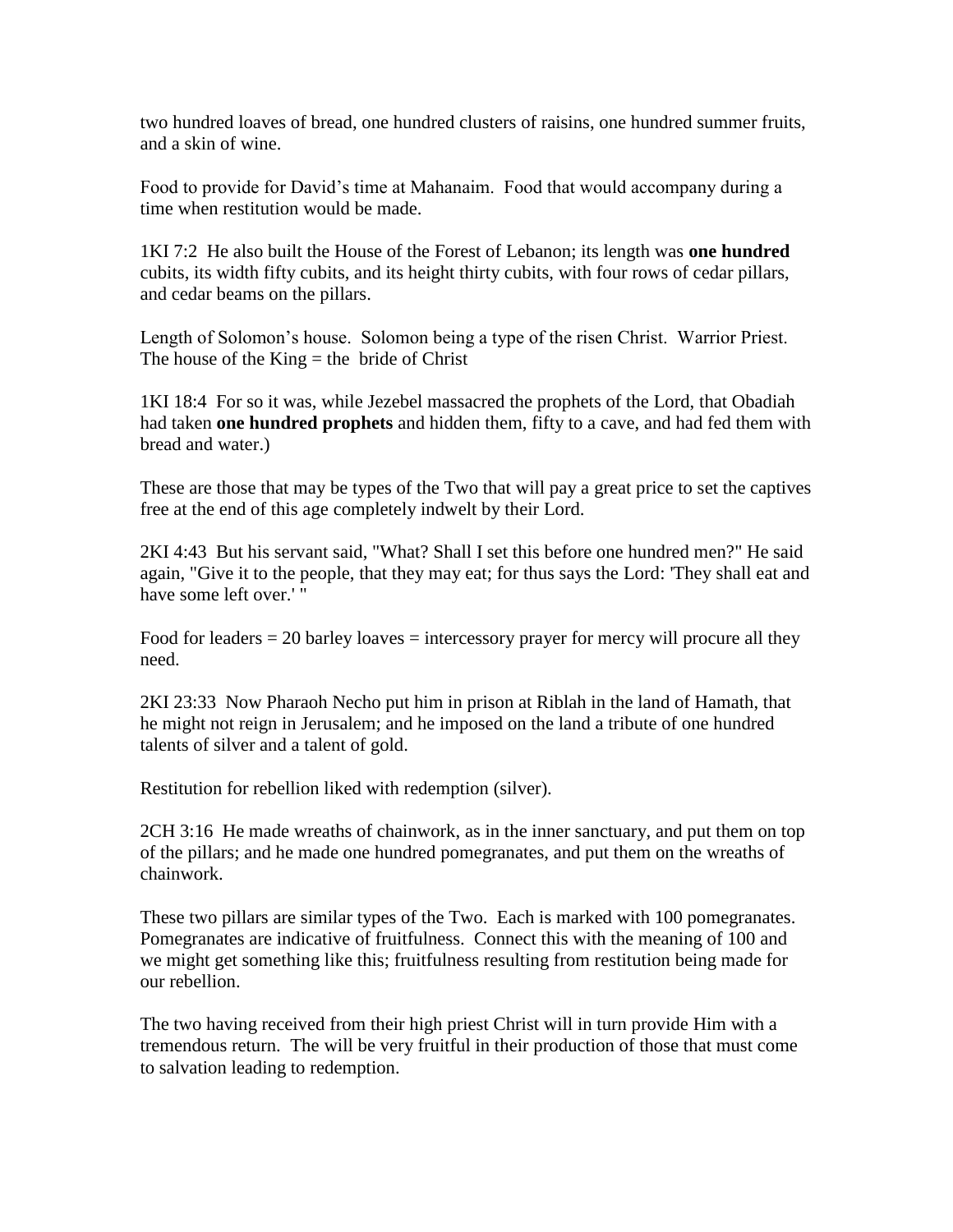two hundred loaves of bread, one hundred clusters of raisins, one hundred summer fruits, and a skin of wine.

Food to provide for David's time at Mahanaim. Food that would accompany during a time when restitution would be made.

1KI 7:2 He also built the House of the Forest of Lebanon; its length was **one hundred** cubits, its width fifty cubits, and its height thirty cubits, with four rows of cedar pillars, and cedar beams on the pillars.

Length of Solomon's house. Solomon being a type of the risen Christ. Warrior Priest. The house of the King = the bride of Christ

1KI 18:4 For so it was, while Jezebel massacred the prophets of the Lord, that Obadiah had taken **one hundred prophets** and hidden them, fifty to a cave, and had fed them with bread and water.)

These are those that may be types of the Two that will pay a great price to set the captives free at the end of this age completely indwelt by their Lord.

2KI 4:43 But his servant said, "What? Shall I set this before one hundred men?" He said again, "Give it to the people, that they may eat; for thus says the Lord: 'They shall eat and have some left over.' "

Food for leaders = 20 barley loaves = intercessory prayer for mercy will procure all they need.

2KI 23:33 Now Pharaoh Necho put him in prison at Riblah in the land of Hamath, that he might not reign in Jerusalem; and he imposed on the land a tribute of one hundred talents of silver and a talent of gold.

Restitution for rebellion liked with redemption (silver).

2CH 3:16 He made wreaths of chainwork, as in the inner sanctuary, and put them on top of the pillars; and he made one hundred pomegranates, and put them on the wreaths of chainwork.

These two pillars are similar types of the Two. Each is marked with 100 pomegranates. Pomegranates are indicative of fruitfulness. Connect this with the meaning of 100 and we might get something like this; fruitfulness resulting from restitution being made for our rebellion.

The two having received from their high priest Christ will in turn provide Him with a tremendous return. The will be very fruitful in their production of those that must come to salvation leading to redemption.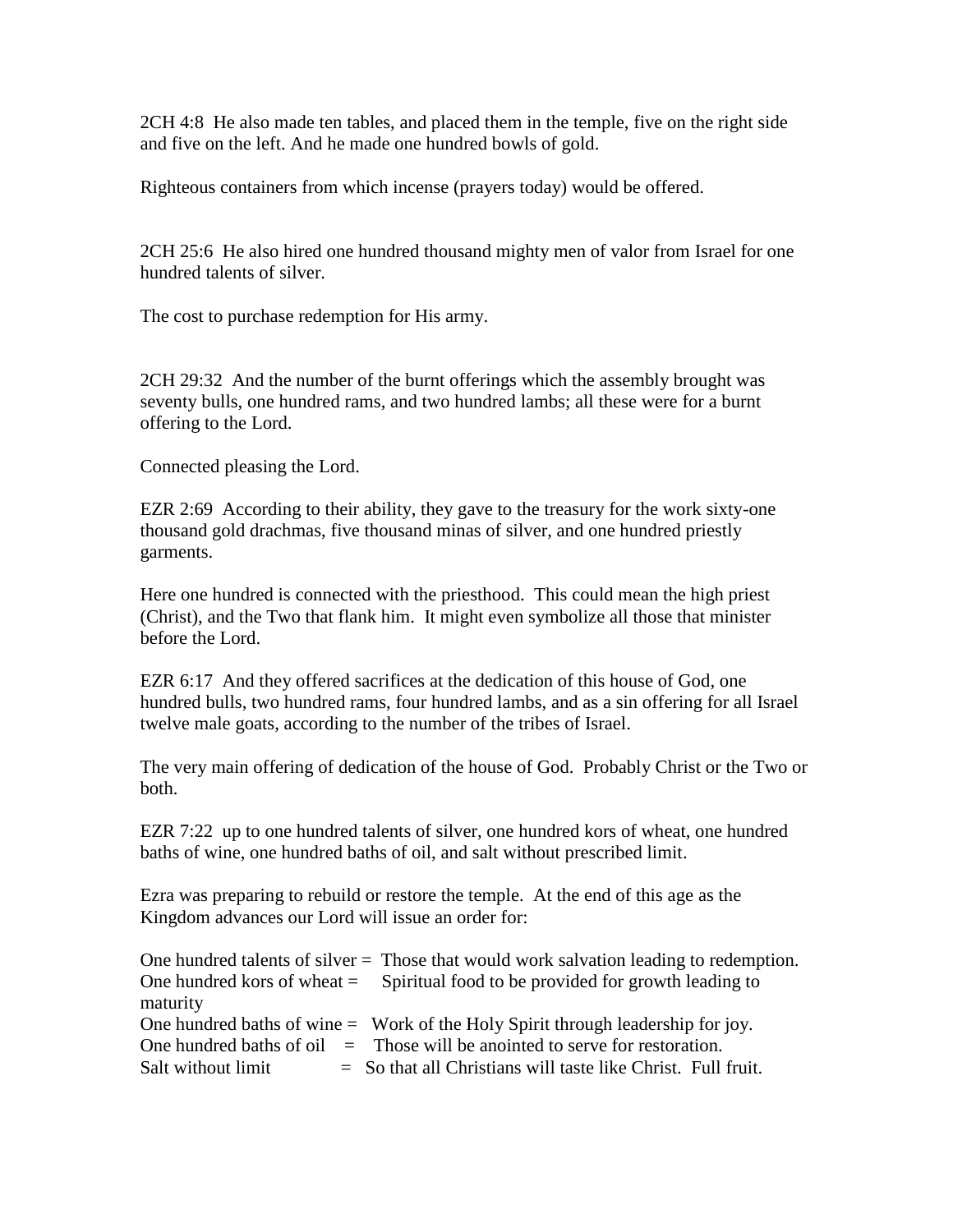2CH 4:8 He also made ten tables, and placed them in the temple, five on the right side and five on the left. And he made one hundred bowls of gold.

Righteous containers from which incense (prayers today) would be offered.

2CH 25:6 He also hired one hundred thousand mighty men of valor from Israel for one hundred talents of silver.

The cost to purchase redemption for His army.

2CH 29:32 And the number of the burnt offerings which the assembly brought was seventy bulls, one hundred rams, and two hundred lambs; all these were for a burnt offering to the Lord.

Connected pleasing the Lord.

EZR 2:69 According to their ability, they gave to the treasury for the work sixty-one thousand gold drachmas, five thousand minas of silver, and one hundred priestly garments.

Here one hundred is connected with the priesthood. This could mean the high priest (Christ), and the Two that flank him. It might even symbolize all those that minister before the Lord.

EZR 6:17 And they offered sacrifices at the dedication of this house of God, one hundred bulls, two hundred rams, four hundred lambs, and as a sin offering for all Israel twelve male goats, according to the number of the tribes of Israel.

The very main offering of dedication of the house of God. Probably Christ or the Two or both.

EZR 7:22 up to one hundred talents of silver, one hundred kors of wheat, one hundred baths of wine, one hundred baths of oil, and salt without prescribed limit.

Ezra was preparing to rebuild or restore the temple. At the end of this age as the Kingdom advances our Lord will issue an order for:

One hundred talents of silver = Those that would work salvation leading to redemption.
One hundred kors of wheat = Spiritual food to be provided for growth leading to maturity
One hundred baths of wine = Work of the Holy Spirit through leadership for joy.
One hundred baths of oil = Those will be anointed to serve for restoration.
Salt without limit = So that all Christians will taste like Christ. Full fruit.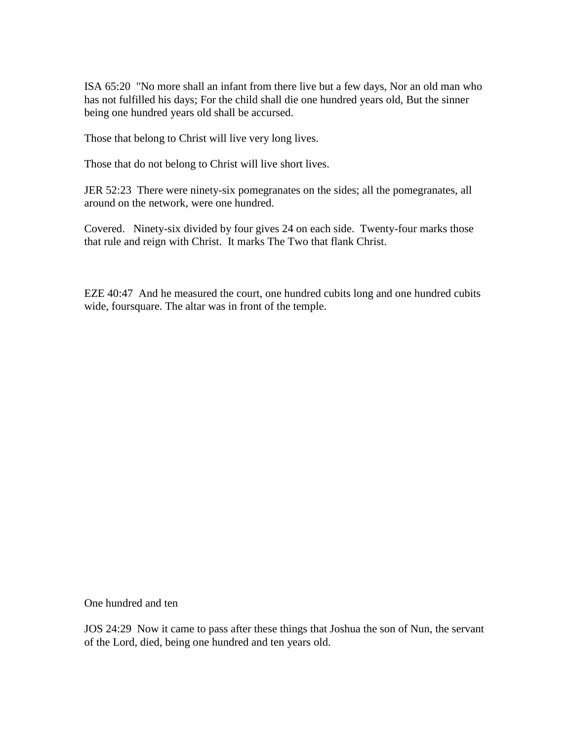ISA 65:20 "No more shall an infant from there live but a few days, Nor an old man who has not fulfilled his days; For the child shall die one hundred years old, But the sinner being one hundred years old shall be accursed.

Those that belong to Christ will live very long lives.

Those that do not belong to Christ will live short lives.

JER 52:23 There were ninety-six pomegranates on the sides; all the pomegranates, all around on the network, were one hundred.

Covered. Ninety-six divided by four gives 24 on each side. Twenty-four marks those that rule and reign with Christ. It marks The Two that flank Christ.

EZE 40:47 And he measured the court, one hundred cubits long and one hundred cubits wide, foursquare. The altar was in front of the temple.

One hundred and ten

JOS 24:29 Now it came to pass after these things that Joshua the son of Nun, the servant of the Lord, died, being one hundred and ten years old.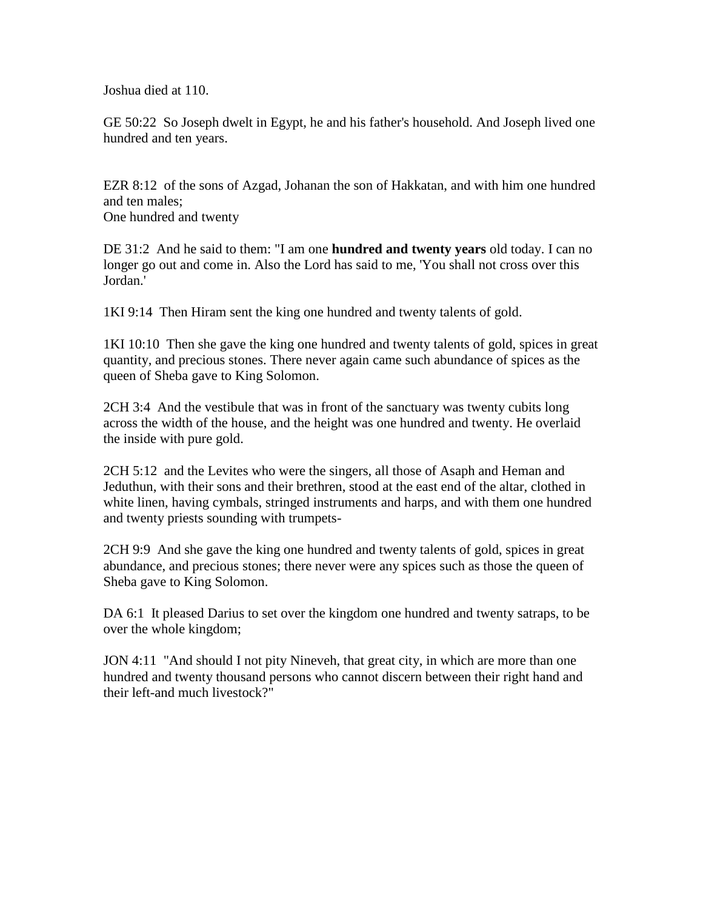Joshua died at 110.

GE 50:22 So Joseph dwelt in Egypt, he and his father's household. And Joseph lived one hundred and ten years.

EZR 8:12 of the sons of Azgad, Johanan the son of Hakkatan, and with him one hundred and ten males;
One hundred and twenty

DE 31:2 And he said to them: "I am one **hundred and twenty years** old today. I can no longer go out and come in. Also the Lord has said to me, 'You shall not cross over this Jordan.'

1KI 9:14 Then Hiram sent the king one hundred and twenty talents of gold.

1KI 10:10 Then she gave the king one hundred and twenty talents of gold, spices in great quantity, and precious stones. There never again came such abundance of spices as the queen of Sheba gave to King Solomon.

2CH 3:4 And the vestibule that was in front of the sanctuary was twenty cubits long across the width of the house, and the height was one hundred and twenty. He overlaid the inside with pure gold.

2CH 5:12 and the Levites who were the singers, all those of Asaph and Heman and Jeduthun, with their sons and their brethren, stood at the east end of the altar, clothed in white linen, having cymbals, stringed instruments and harps, and with them one hundred and twenty priests sounding with trumpets-

2CH 9:9 And she gave the king one hundred and twenty talents of gold, spices in great abundance, and precious stones; there never were any spices such as those the queen of Sheba gave to King Solomon.

DA 6:1 It pleased Darius to set over the kingdom one hundred and twenty satraps, to be over the whole kingdom;

JON 4:11 "And should I not pity Nineveh, that great city, in which are more than one hundred and twenty thousand persons who cannot discern between their right hand and their left-and much livestock?"